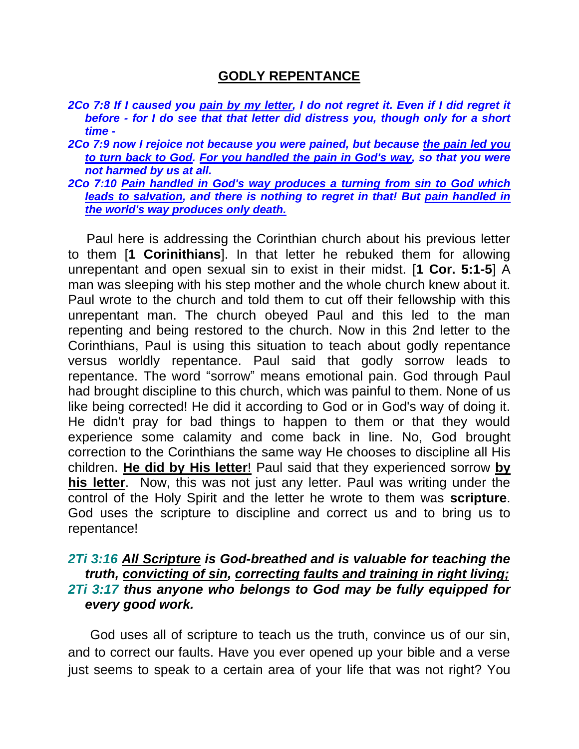# GODLY REPENTANCE

***2Co 7:8** If I caused you <u>pain by my letter</u>, I do not regret it. Even if I did regret it before - for I do see that that letter did distress you, though only for a short time -*

***2Co 7:9** now I rejoice not because you were pained, but because <u>the pain led you to turn back to God</u>. <u>For you handled the pain in God's way</u>, so that you were not harmed by us at all.*

***2Co 7:10** <u>Pain handled in God's way produces a turning from sin to God which leads to salvation</u>, and there is nothing to regret in that! But <u>pain handled in the world's way produces only death.</u>*

Paul here is addressing the Corinthian church about his previous letter to them [**1 Corinithians**]. In that letter he rebuked them for allowing unrepentant and open sexual sin to exist in their midst. [**1 Cor. 5:1-5**] A man was sleeping with his step mother and the whole church knew about it. Paul wrote to the church and told them to cut off their fellowship with this unrepentant man. The church obeyed Paul and this led to the man repenting and being restored to the church. Now in this 2nd letter to the Corinthians, Paul is using this situation to teach about godly repentance versus worldly repentance. Paul said that godly sorrow leads to repentance. The word "sorrow" means emotional pain. God through Paul had brought discipline to this church, which was painful to them. None of us like being corrected! He did it according to God or in God's way of doing it. He didn't pray for bad things to happen to them or that they would experience some calamity and come back in line. No, God brought correction to the Corinthians the same way He chooses to discipline all His children. <u>**He did by His letter**</u>! Paul said that they experienced sorrow <u>**by his letter**</u>. Now, this was not just any letter. Paul was writing under the control of the Holy Spirit and the letter he wrote to them was **scripture**. God uses the scripture to discipline and correct us and to bring us to repentance!

***2Ti 3:16** <u>All Scripture</u> is God-breathed and is valuable for teaching the truth, <u>convicting of sin</u>, <u>correcting faults and training in right living;</u>*
***2Ti 3:17** thus anyone who belongs to God may be fully equipped for every good work.*

God uses all of scripture to teach us the truth, convince us of our sin, and to correct our faults. Have you ever opened up your bible and a verse just seems to speak to a certain area of your life that was not right? You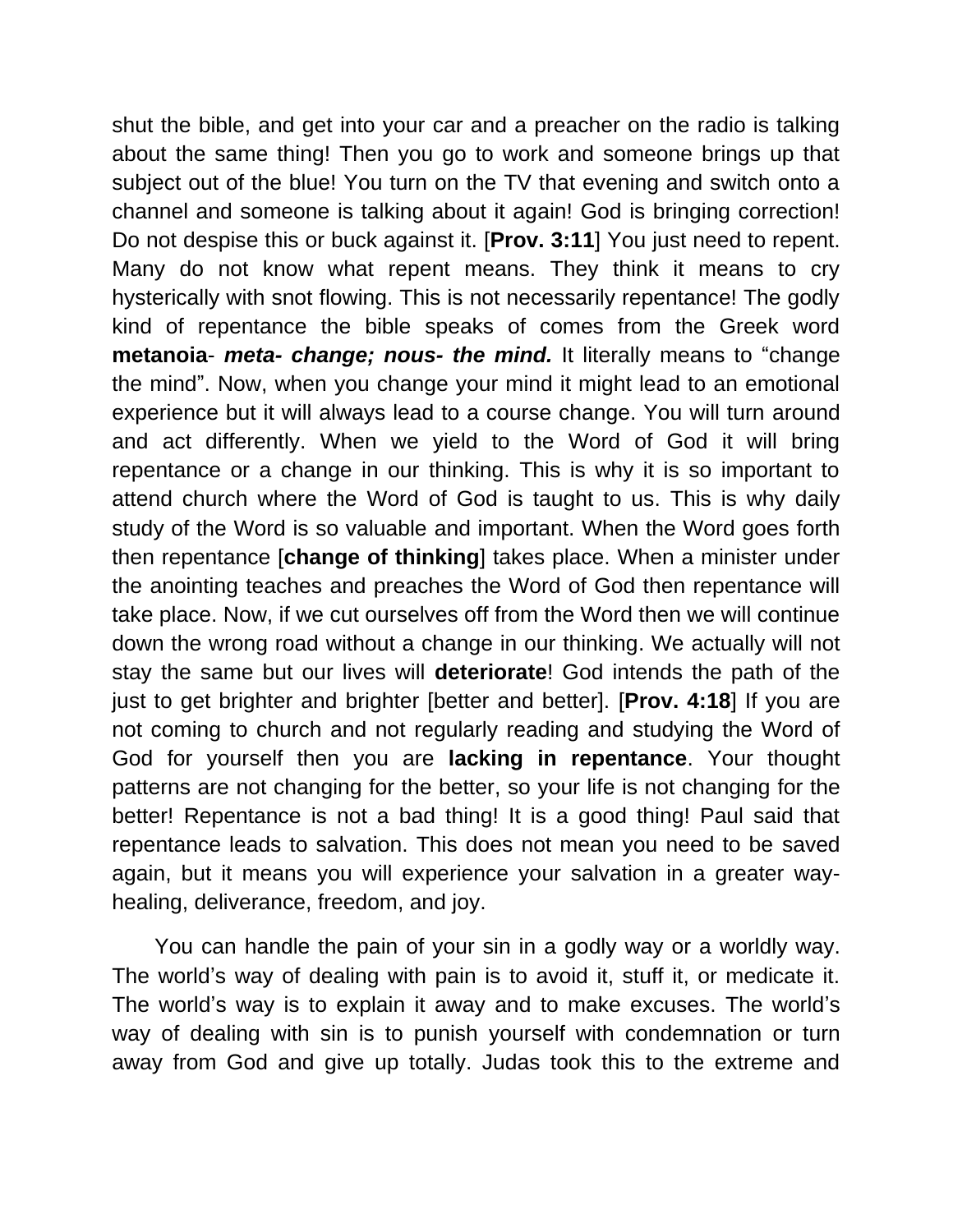shut the bible, and get into your car and a preacher on the radio is talking about the same thing! Then you go to work and someone brings up that subject out of the blue! You turn on the TV that evening and switch onto a channel and someone is talking about it again! God is bringing correction! Do not despise this or buck against it. [**Prov. 3:11**] You just need to repent. Many do not know what repent means. They think it means to cry hysterically with snot flowing. This is not necessarily repentance! The godly kind of repentance the bible speaks of comes from the Greek word **metanoia**- ***meta- change; nous- the mind.*** It literally means to "change the mind". Now, when you change your mind it might lead to an emotional experience but it will always lead to a course change. You will turn around and act differently. When we yield to the Word of God it will bring repentance or a change in our thinking. This is why it is so important to attend church where the Word of God is taught to us. This is why daily study of the Word is so valuable and important. When the Word goes forth then repentance [**change of thinking**] takes place. When a minister under the anointing teaches and preaches the Word of God then repentance will take place. Now, if we cut ourselves off from the Word then we will continue down the wrong road without a change in our thinking. We actually will not stay the same but our lives will **deteriorate**! God intends the path of the just to get brighter and brighter [better and better]. [**Prov. 4:18**] If you are not coming to church and not regularly reading and studying the Word of God for yourself then you are **lacking in repentance**. Your thought patterns are not changing for the better, so your life is not changing for the better! Repentance is not a bad thing! It is a good thing! Paul said that repentance leads to salvation. This does not mean you need to be saved again, but it means you will experience your salvation in a greater way- healing, deliverance, freedom, and joy.

You can handle the pain of your sin in a godly way or a worldly way. The world's way of dealing with pain is to avoid it, stuff it, or medicate it. The world's way is to explain it away and to make excuses. The world's way of dealing with sin is to punish yourself with condemnation or turn away from God and give up totally. Judas took this to the extreme and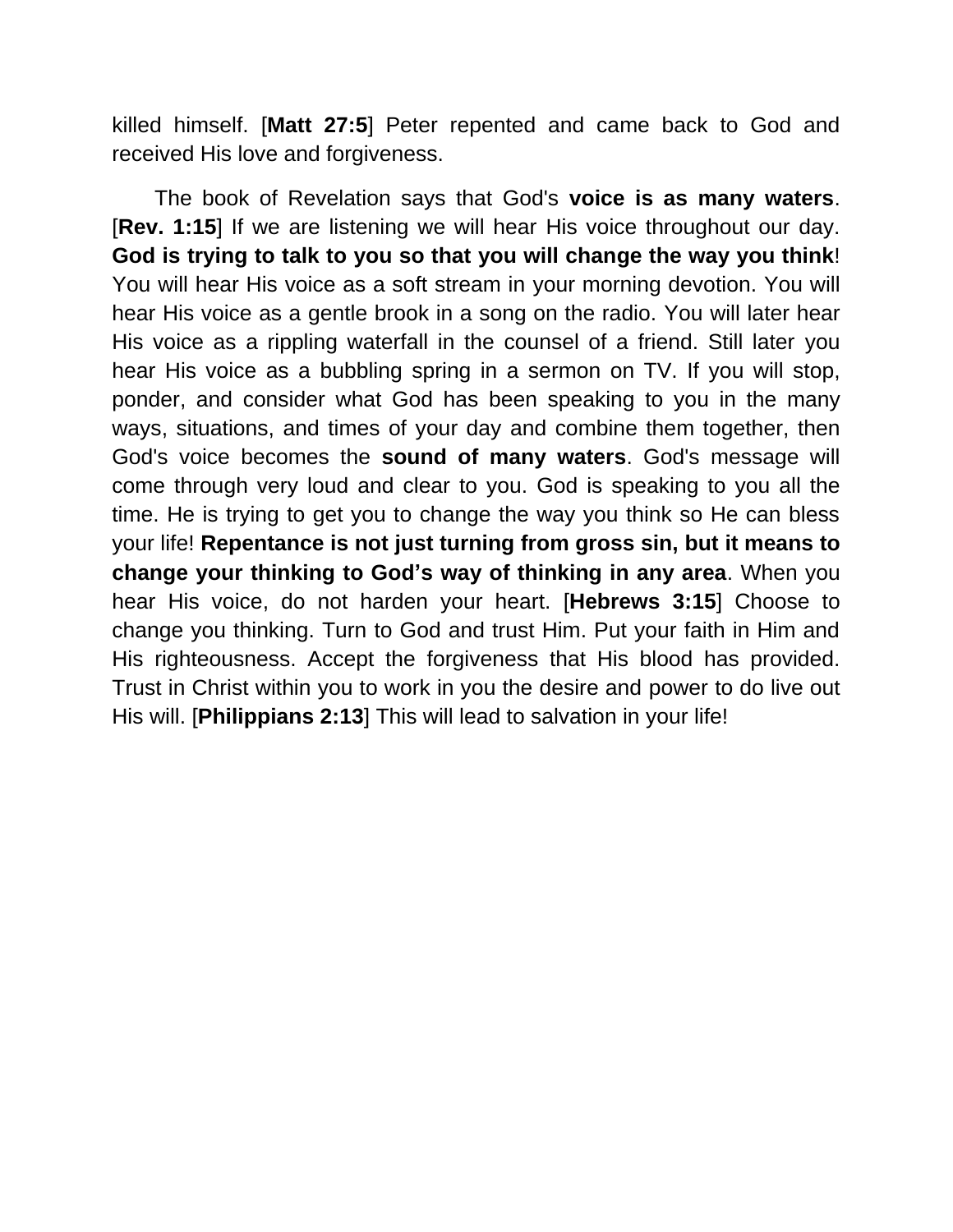killed himself. [**Matt 27:5**] Peter repented and came back to God and received His love and forgiveness.

The book of Revelation says that God's **voice is as many waters**. [**Rev. 1:15**] If we are listening we will hear His voice throughout our day. **God is trying to talk to you so that you will change the way you think**! You will hear His voice as a soft stream in your morning devotion. You will hear His voice as a gentle brook in a song on the radio. You will later hear His voice as a rippling waterfall in the counsel of a friend. Still later you hear His voice as a bubbling spring in a sermon on TV. If you will stop, ponder, and consider what God has been speaking to you in the many ways, situations, and times of your day and combine them together, then God's voice becomes the **sound of many waters**. God's message will come through very loud and clear to you. God is speaking to you all the time. He is trying to get you to change the way you think so He can bless your life! **Repentance is not just turning from gross sin, but it means to change your thinking to God's way of thinking in any area**. When you hear His voice, do not harden your heart. [**Hebrews 3:15**] Choose to change you thinking. Turn to God and trust Him. Put your faith in Him and His righteousness. Accept the forgiveness that His blood has provided. Trust in Christ within you to work in you the desire and power to do live out His will. [**Philippians 2:13**] This will lead to salvation in your life!